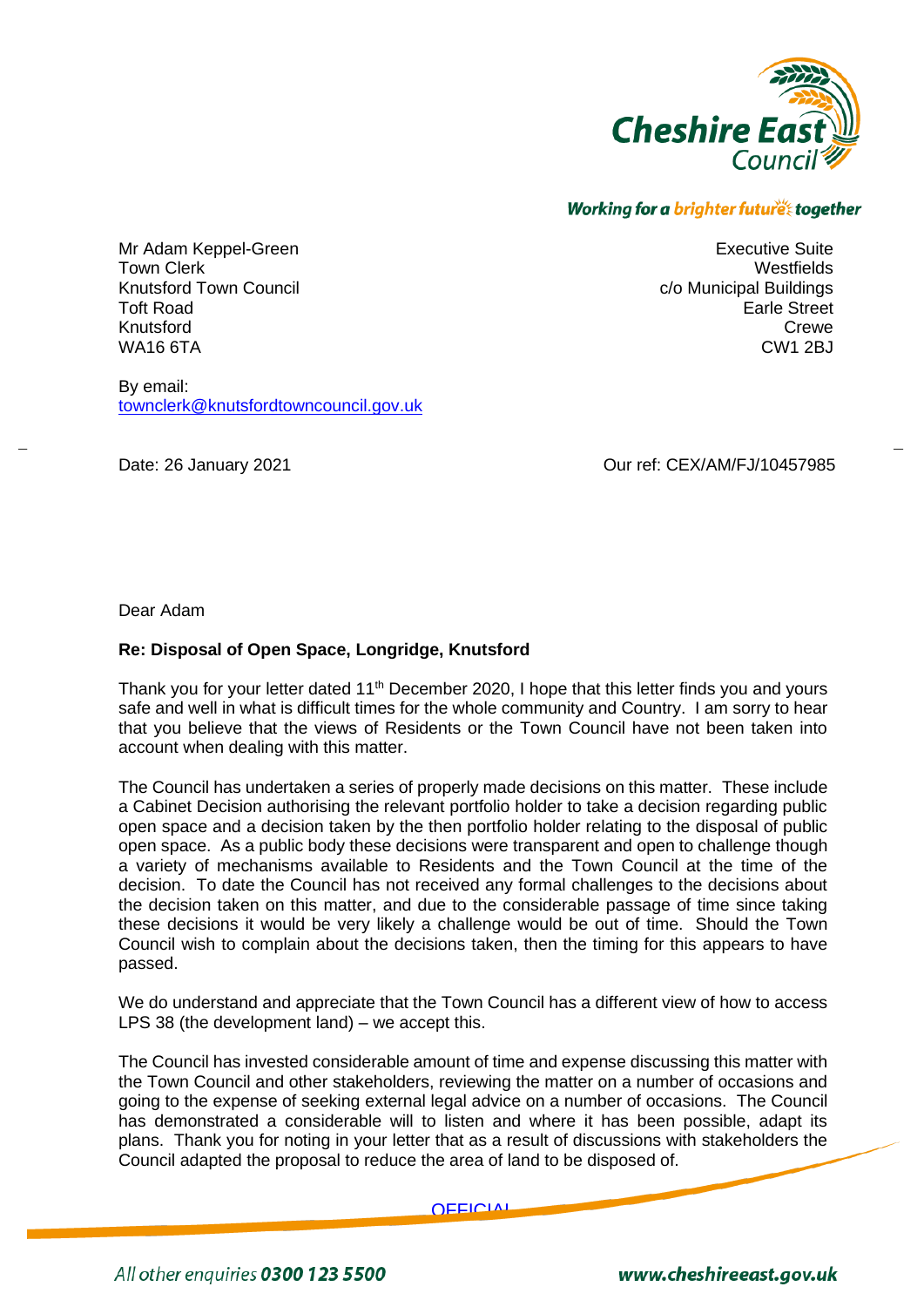Cheshire East Council

*Working for a brighter future together*

Mr Adam Keppel-Green
Town Clerk
Knutsford Town Council
Toft Road
Knutsford
WA16 6TA

Executive Suite
Westfields
c/o Municipal Buildings
Earle Street
Crewe
CW1 2BJ

By email:
townclerk@knutsfordtowncouncil.gov.uk

Date: 26 January 2021

Our ref: CEX/AM/FJ/10457985

Dear Adam

**Re: Disposal of Open Space, Longridge, Knutsford**

Thank you for your letter dated 11th December 2020, I hope that this letter finds you and yours safe and well in what is difficult times for the whole community and Country. I am sorry to hear that you believe that the views of Residents or the Town Council have not been taken into account when dealing with this matter.

The Council has undertaken a series of properly made decisions on this matter. These include a Cabinet Decision authorising the relevant portfolio holder to take a decision regarding public open space and a decision taken by the then portfolio holder relating to the disposal of public open space. As a public body these decisions were transparent and open to challenge though a variety of mechanisms available to Residents and the Town Council at the time of the decision. To date the Council has not received any formal challenges to the decisions about the decision taken on this matter, and due to the considerable passage of time since taking these decisions it would be very likely a challenge would be out of time. Should the Town Council wish to complain about the decisions taken, then the timing for this appears to have passed.

We do understand and appreciate that the Town Council has a different view of how to access LPS 38 (the development land) – we accept this.

The Council has invested considerable amount of time and expense discussing this matter with the Town Council and other stakeholders, reviewing the matter on a number of occasions and going to the expense of seeking external legal advice on a number of occasions. The Council has demonstrated a considerable will to listen and where it has been possible, adapt its plans. Thank you for noting in your letter that as a result of discussions with stakeholders the Council adapted the proposal to reduce the area of land to be disposed of.

OFFICIAL

All other enquiries 0300 123 5500 www.cheshireeast.gov.uk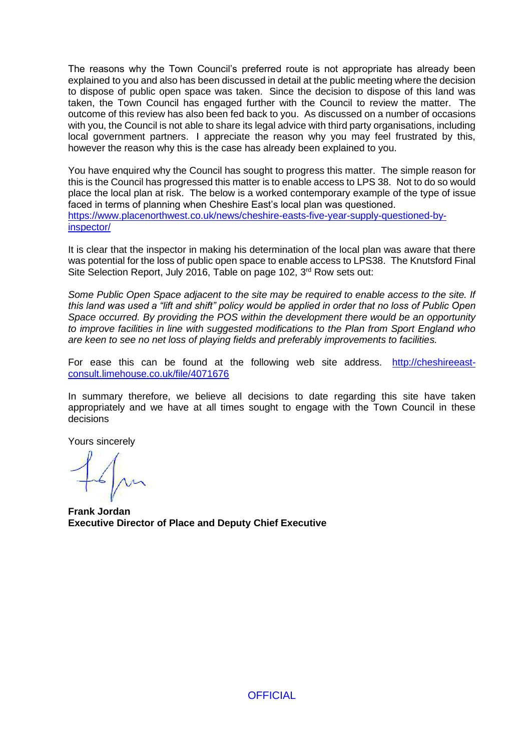The reasons why the Town Council's preferred route is not appropriate has already been explained to you and also has been discussed in detail at the public meeting where the decision to dispose of public open space was taken. Since the decision to dispose of this land was taken, the Town Council has engaged further with the Council to review the matter. The outcome of this review has also been fed back to you. As discussed on a number of occasions with you, the Council is not able to share its legal advice with third party organisations, including local government partners. I appreciate the reason why you may feel frustrated by this, however the reason why this is the case has already been explained to you.

You have enquired why the Council has sought to progress this matter. The simple reason for this is the Council has progressed this matter is to enable access to LPS 38. Not to do so would place the local plan at risk. The below is a worked contemporary example of the type of issue faced in terms of planning when Cheshire East's local plan was questioned.
https://www.placenorthwest.co.uk/news/cheshire-easts-five-year-supply-questioned-by-inspector/

It is clear that the inspector in making his determination of the local plan was aware that there was potential for the loss of public open space to enable access to LPS38. The Knutsford Final Site Selection Report, July 2016, Table on page 102, 3rd Row sets out:

*Some Public Open Space adjacent to the site may be required to enable access to the site. If this land was used a "lift and shift" policy would be applied in order that no loss of Public Open Space occurred. By providing the POS within the development there would be an opportunity to improve facilities in line with suggested modifications to the Plan from Sport England who are keen to see no net loss of playing fields and preferably improvements to facilities.*

For ease this can be found at the following web site address. http://cheshireeast-consult.limehouse.co.uk/file/4071676

In summary therefore, we believe all decisions to date regarding this site have taken appropriately and we have at all times sought to engage with the Town Council in these decisions

Yours sincerely

**Frank Jordan**
**Executive Director of Place and Deputy Chief Executive**

OFFICIAL